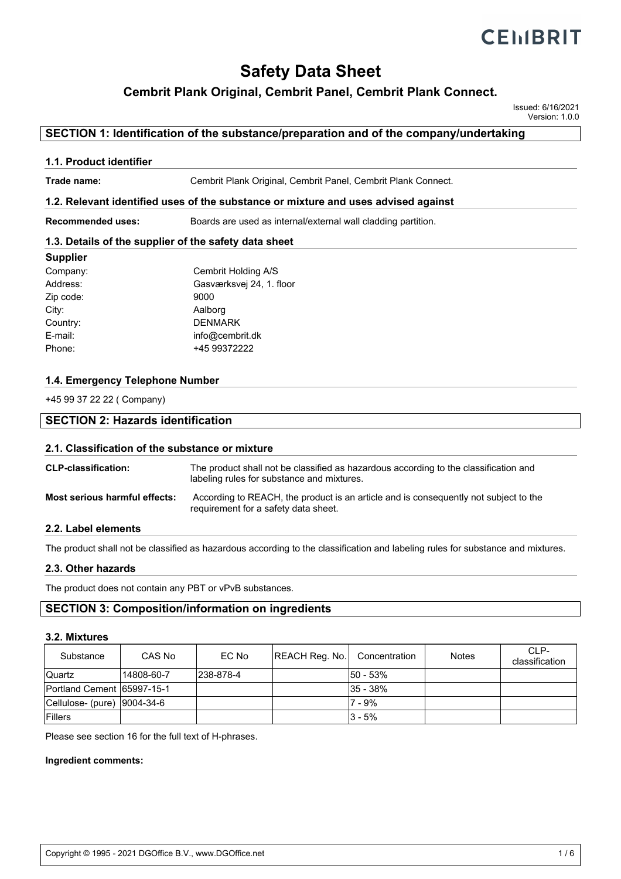# Safety Data Sheet

## Cembrit Plank Original, Cembrit Panel, Cembrit Plank Connect.

Issued: 6/16/2021
Version: 1.0.0

## SECTION 1: Identification of the substance/preparation and of the company/undertaking

### 1.1. Product identifier

**Trade name:** Cembrit Plank Original, Cembrit Panel, Cembrit Plank Connect.

### 1.2. Relevant identified uses of the substance or mixture and uses advised against

**Recommended uses:** Boards are used as internal/external wall cladding partition.

### 1.3. Details of the supplier of the safety data sheet

**Supplier**

Company: Cembrit Holding A/S
Address: Gasværksvej 24, 1. floor
Zip code: 9000
City: Aalborg
Country: DENMARK
E-mail: info@cembrit.dk
Phone: +45 99372222

### 1.4. Emergency Telephone Number

+45 99 37 22 22 ( Company)

## SECTION 2: Hazards identification

### 2.1. Classification of the substance or mixture

**CLP-classification:** The product shall not be classified as hazardous according to the classification and labeling rules for substance and mixtures.

**Most serious harmful effects:** According to REACH, the product is an article and is consequently not subject to the requirement for a safety data sheet.

### 2.2. Label elements

The product shall not be classified as hazardous according to the classification and labeling rules for substance and mixtures.

### 2.3. Other hazards

The product does not contain any PBT or vPvB substances.

## SECTION 3: Composition/information on ingredients

### 3.2. Mixtures

| Substance | CAS No | EC No | REACH Reg. No. | Concentration | Notes | CLP-classification |
|---|---|---|---|---|---|---|
| Quartz | 14808-60-7 | 238-878-4 | | 50 - 53% | | |
| Portland Cement | 65997-15-1 | | | 35 - 38% | | |
| Cellulose- (pure) | 9004-34-6 | | | 7 - 9% | | |
| Fillers | | | | 3 - 5% | | |

Please see section 16 for the full text of H-phrases.

**Ingredient comments:**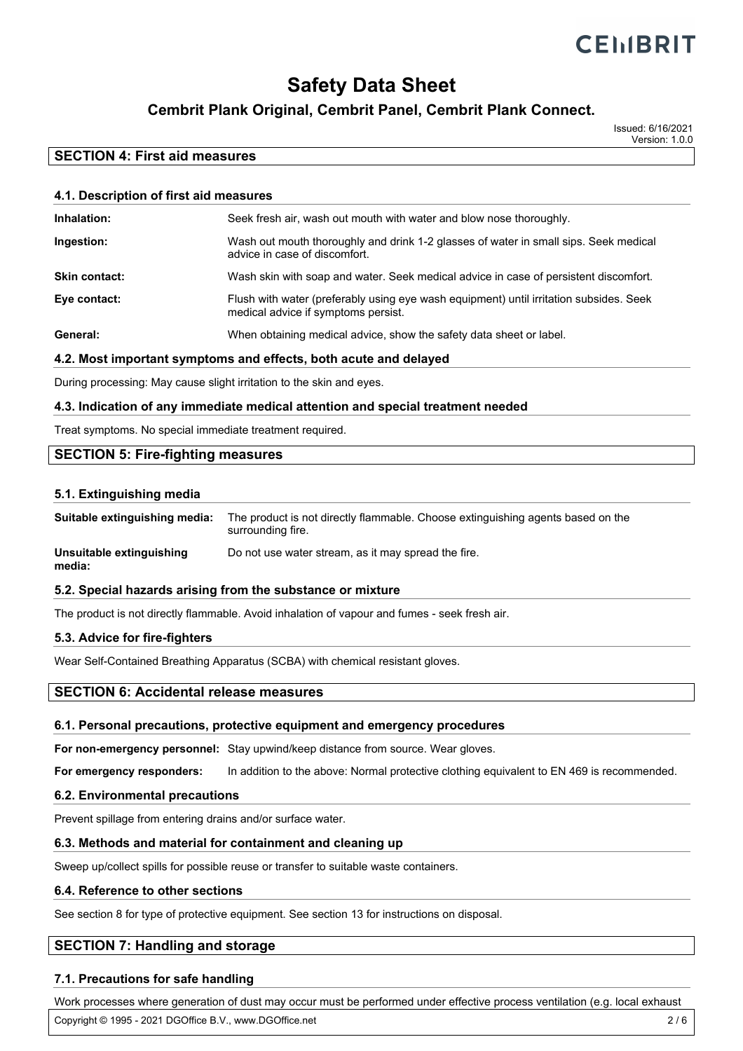## SECTION 4: First aid measures

### 4.1. Description of first aid measures

| | |
|---|---|
| **Inhalation:** | Seek fresh air, wash out mouth with water and blow nose thoroughly. |
| **Ingestion:** | Wash out mouth thoroughly and drink 1-2 glasses of water in small sips. Seek medical advice in case of discomfort. |
| **Skin contact:** | Wash skin with soap and water. Seek medical advice in case of persistent discomfort. |
| **Eye contact:** | Flush with water (preferably using eye wash equipment) until irritation subsides. Seek medical advice if symptoms persist. |
| **General:** | When obtaining medical advice, show the safety data sheet or label. |

### 4.2. Most important symptoms and effects, both acute and delayed

During processing: May cause slight irritation to the skin and eyes.

### 4.3. Indication of any immediate medical attention and special treatment needed

Treat symptoms. No special immediate treatment required.

## SECTION 5: Fire-fighting measures

### 5.1. Extinguishing media

| | |
|---|---|
| **Suitable extinguishing media:** | The product is not directly flammable. Choose extinguishing agents based on the surrounding fire. |
| **Unsuitable extinguishing media:** | Do not use water stream, as it may spread the fire. |

### 5.2. Special hazards arising from the substance or mixture

The product is not directly flammable. Avoid inhalation of vapour and fumes - seek fresh air.

### 5.3. Advice for fire-fighters

Wear Self-Contained Breathing Apparatus (SCBA) with chemical resistant gloves.

## SECTION 6: Accidental release measures

### 6.1. Personal precautions, protective equipment and emergency procedures

| | |
|---|---|
| **For non-emergency personnel:** | Stay upwind/keep distance from source. Wear gloves. |
| **For emergency responders:** | In addition to the above: Normal protective clothing equivalent to EN 469 is recommended. |

### 6.2. Environmental precautions

Prevent spillage from entering drains and/or surface water.

### 6.3. Methods and material for containment and cleaning up

Sweep up/collect spills for possible reuse or transfer to suitable waste containers.

### 6.4. Reference to other sections

See section 8 for type of protective equipment. See section 13 for instructions on disposal.

## SECTION 7: Handling and storage

### 7.1. Precautions for safe handling

Work processes where generation of dust may occur must be performed under effective process ventilation (e.g. local exhaust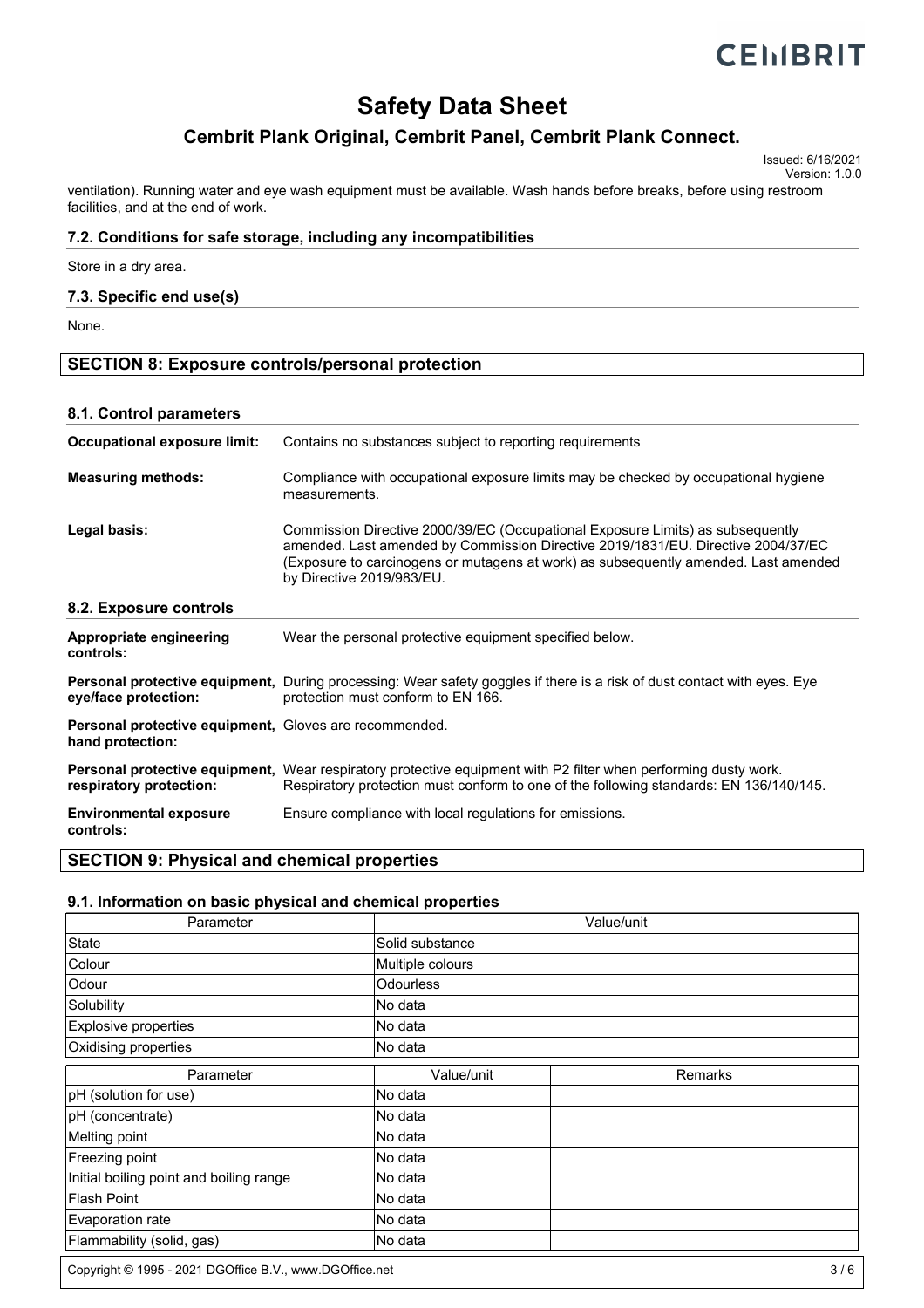ventilation). Running water and eye wash equipment must be available. Wash hands before breaks, before using restroom facilities, and at the end of work.

### 7.2. Conditions for safe storage, including any incompatibilities

Store in a dry area.

### 7.3. Specific end use(s)

None.

## SECTION 8: Exposure controls/personal protection

### 8.1. Control parameters

**Occupational exposure limit:** Contains no substances subject to reporting requirements

**Measuring methods:** Compliance with occupational exposure limits may be checked by occupational hygiene measurements.

**Legal basis:** Commission Directive 2000/39/EC (Occupational Exposure Limits) as subsequently amended. Last amended by Commission Directive 2019/1831/EU. Directive 2004/37/EC (Exposure to carcinogens or mutagens at work) as subsequently amended. Last amended by Directive 2019/983/EU.

### 8.2. Exposure controls

**Appropriate engineering controls:** Wear the personal protective equipment specified below.

**Personal protective equipment, eye/face protection:** During processing: Wear safety goggles if there is a risk of dust contact with eyes. Eye protection must conform to EN 166.

**Personal protective equipment, hand protection:** Gloves are recommended.

**Personal protective equipment, respiratory protection:** Wear respiratory protective equipment with P2 filter when performing dusty work. Respiratory protection must conform to one of the following standards: EN 136/140/145.

**Environmental exposure controls:** Ensure compliance with local regulations for emissions.

## SECTION 9: Physical and chemical properties

### 9.1. Information on basic physical and chemical properties

| Parameter | Value/unit |
|---|---|
| State | Solid substance |
| Colour | Multiple colours |
| Odour | Odourless |
| Solubility | No data |
| Explosive properties | No data |
| Oxidising properties | No data |

| Parameter | Value/unit | Remarks |
|---|---|---|
| pH (solution for use) | No data | |
| pH (concentrate) | No data | |
| Melting point | No data | |
| Freezing point | No data | |
| Initial boiling point and boiling range | No data | |
| Flash Point | No data | |
| Evaporation rate | No data | |
| Flammability (solid, gas) | No data | |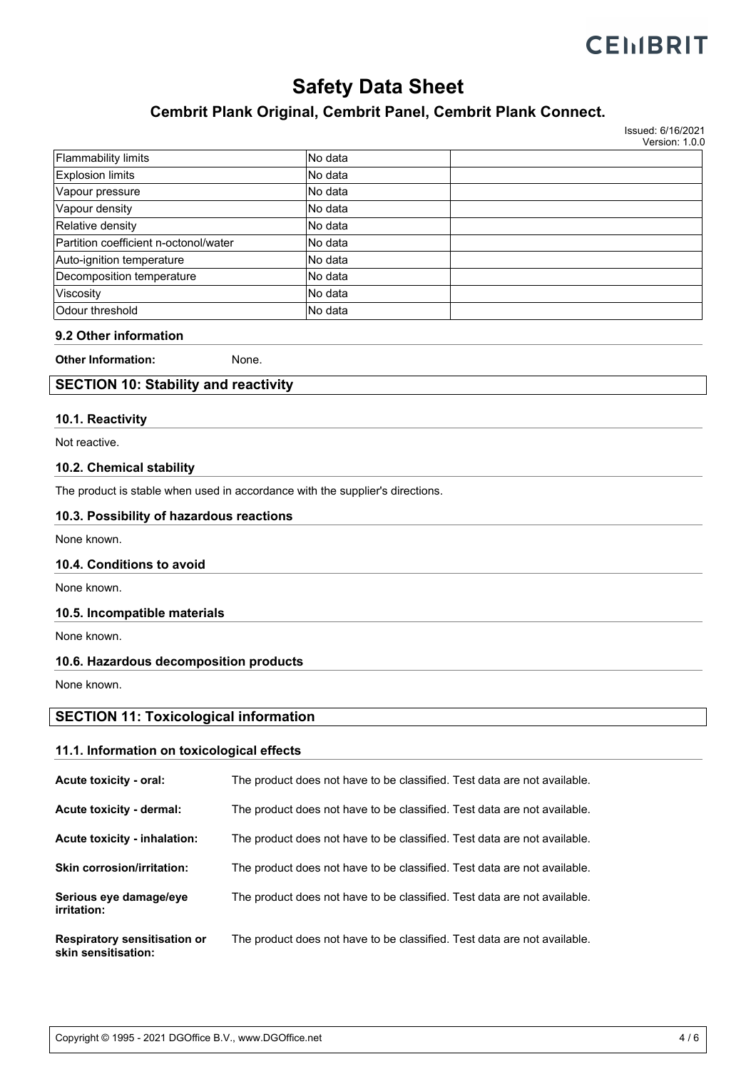| | | |
|---|---|---|
| Flammability limits | No data | |
| Explosion limits | No data | |
| Vapour pressure | No data | |
| Vapour density | No data | |
| Relative density | No data | |
| Partition coefficient n-octonol/water | No data | |
| Auto-ignition temperature | No data | |
| Decomposition temperature | No data | |
| Viscosity | No data | |
| Odour threshold | No data | |

### 9.2 Other information

**Other Information:** None.

## SECTION 10: Stability and reactivity

### 10.1. Reactivity

Not reactive.

### 10.2. Chemical stability

The product is stable when used in accordance with the supplier's directions.

### 10.3. Possibility of hazardous reactions

None known.

### 10.4. Conditions to avoid

None known.

### 10.5. Incompatible materials

None known.

### 10.6. Hazardous decomposition products

None known.

## SECTION 11: Toxicological information

### 11.1. Information on toxicological effects

**Acute toxicity - oral:** The product does not have to be classified. Test data are not available.

**Acute toxicity - dermal:** The product does not have to be classified. Test data are not available.

**Acute toxicity - inhalation:** The product does not have to be classified. Test data are not available.

**Skin corrosion/irritation:** The product does not have to be classified. Test data are not available.

**Serious eye damage/eye irritation:** The product does not have to be classified. Test data are not available.

**Respiratory sensitisation or skin sensitisation:** The product does not have to be classified. Test data are not available.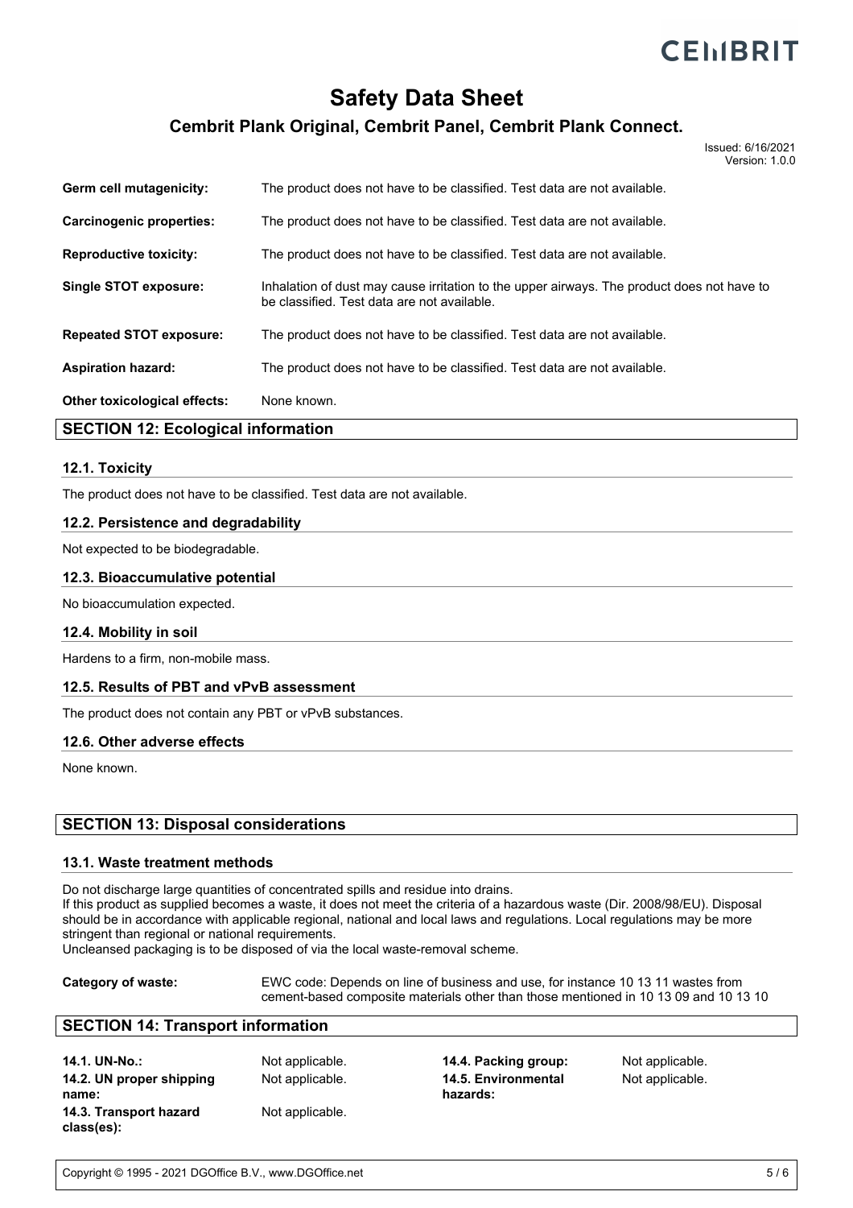**Germ cell mutagenicity:** The product does not have to be classified. Test data are not available.

**Carcinogenic properties:** The product does not have to be classified. Test data are not available.

**Reproductive toxicity:** The product does not have to be classified. Test data are not available.

**Single STOT exposure:** Inhalation of dust may cause irritation to the upper airways. The product does not have to be classified. Test data are not available.

**Repeated STOT exposure:** The product does not have to be classified. Test data are not available.

**Aspiration hazard:** The product does not have to be classified. Test data are not available.

**Other toxicological effects:** None known.

## SECTION 12: Ecological information

### 12.1. Toxicity

The product does not have to be classified. Test data are not available.

### 12.2. Persistence and degradability

Not expected to be biodegradable.

### 12.3. Bioaccumulative potential

No bioaccumulation expected.

### 12.4. Mobility in soil

Hardens to a firm, non-mobile mass.

### 12.5. Results of PBT and vPvB assessment

The product does not contain any PBT or vPvB substances.

### 12.6. Other adverse effects

None known.

## SECTION 13: Disposal considerations

### 13.1. Waste treatment methods

Do not discharge large quantities of concentrated spills and residue into drains.
If this product as supplied becomes a waste, it does not meet the criteria of a hazardous waste (Dir. 2008/98/EU). Disposal should be in accordance with applicable regional, national and local laws and regulations. Local regulations may be more stringent than regional or national requirements.
Uncleansed packaging is to be disposed of via the local waste-removal scheme.

**Category of waste:** EWC code: Depends on line of business and use, for instance 10 13 11 wastes from cement-based composite materials other than those mentioned in 10 13 09 and 10 13 10

## SECTION 14: Transport information

**14.1. UN-No.:** Not applicable.

**14.2. UN proper shipping name:** Not applicable.

**14.3. Transport hazard class(es):** Not applicable.

**14.4. Packing group:** Not applicable.

**14.5. Environmental hazards:** Not applicable.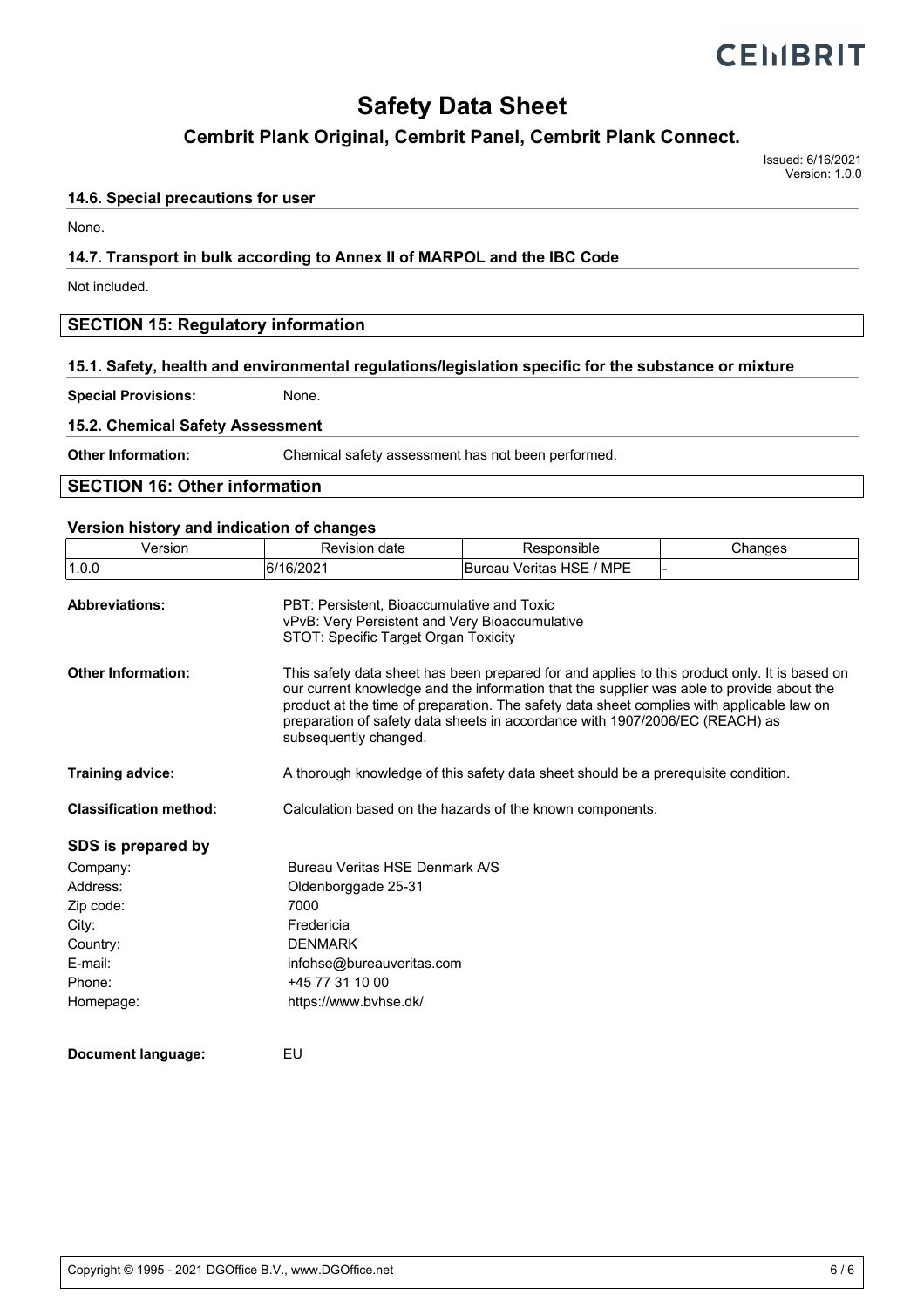### 14.6. Special precautions for user

None.

### 14.7. Transport in bulk according to Annex II of MARPOL and the IBC Code

Not included.

## SECTION 15: Regulatory information

### 15.1. Safety, health and environmental regulations/legislation specific for the substance or mixture

**Special Provisions:** None.

### 15.2. Chemical Safety Assessment

**Other Information:** Chemical safety assessment has not been performed.

## SECTION 16: Other information

### Version history and indication of changes

| Version | Revision date | Responsible | Changes |
|---|---|---|---|
| 1.0.0 | 6/16/2021 | Bureau Veritas HSE / MPE | - |

**Abbreviations:**
PBT: Persistent, Bioaccumulative and Toxic
vPvB: Very Persistent and Very Bioaccumulative
STOT: Specific Target Organ Toxicity

**Other Information:** This safety data sheet has been prepared for and applies to this product only. It is based on our current knowledge and the information that the supplier was able to provide about the product at the time of preparation. The safety data sheet complies with applicable law on preparation of safety data sheets in accordance with 1907/2006/EC (REACH) as subsequently changed.

**Training advice:** A thorough knowledge of this safety data sheet should be a prerequisite condition.

**Classification method:** Calculation based on the hazards of the known components.

### SDS is prepared by

Company: Bureau Veritas HSE Denmark A/S
Address: Oldenborggade 25-31
Zip code: 7000
City: Fredericia
Country: DENMARK
E-mail: infohse@bureauveritas.com
Phone: +45 77 31 10 00
Homepage: https://www.bvhse.dk/

**Document language:** EU